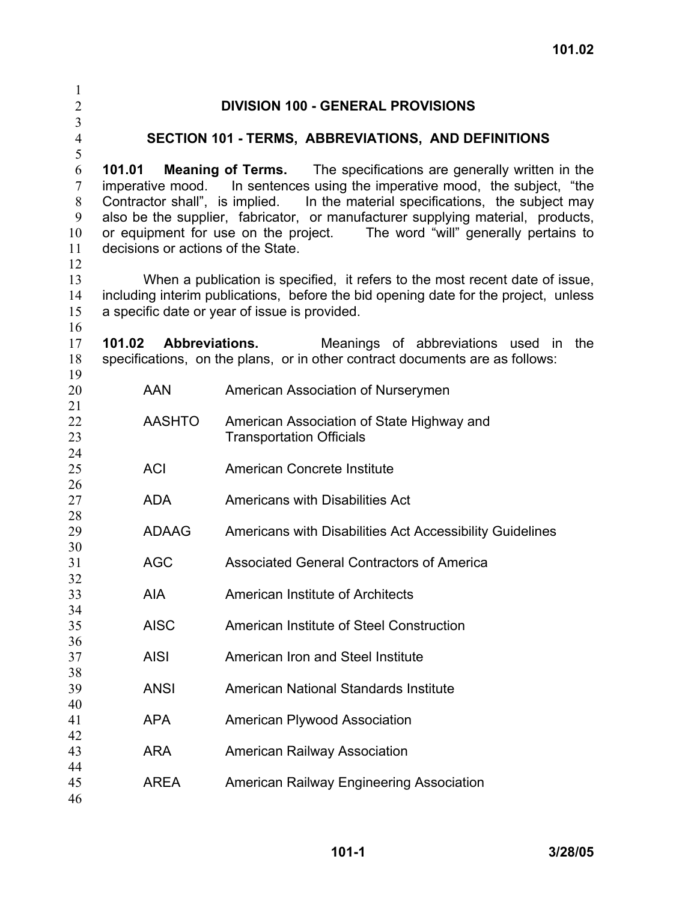# DIVISION 100 - GENERAL PROVISIONS

## SECTION 101 - TERMS, ABBREVIATIONS, AND DEFINITIONS

**101.01 Meaning of Terms.** The specifications are generally written in the imperative mood. In sentences using the imperative mood, the subject, "the Contractor shall", is implied. In the material specifications, the subject may also be the supplier, fabricator, or manufacturer supplying material, products, or equipment for use on the project. The word "will" generally pertains to decisions or actions of the State.

When a publication is specified, it refers to the most recent date of issue, including interim publications, before the bid opening date for the project, unless a specific date or year of issue is provided.

**101.02 Abbreviations.** Meanings of abbreviations used in the specifications, on the plans, or in other contract documents are as follows:

| | |
|---|---|
| AAN | American Association of Nurserymen |
| AASHTO | American Association of State Highway and Transportation Officials |
| ACI | American Concrete Institute |
| ADA | Americans with Disabilities Act |
| ADAAG | Americans with Disabilities Act Accessibility Guidelines |
| AGC | Associated General Contractors of America |
| AIA | American Institute of Architects |
| AISC | American Institute of Steel Construction |
| AISI | American Iron and Steel Institute |
| ANSI | American National Standards Institute |
| APA | American Plywood Association |
| ARA | American Railway Association |
| AREA | American Railway Engineering Association |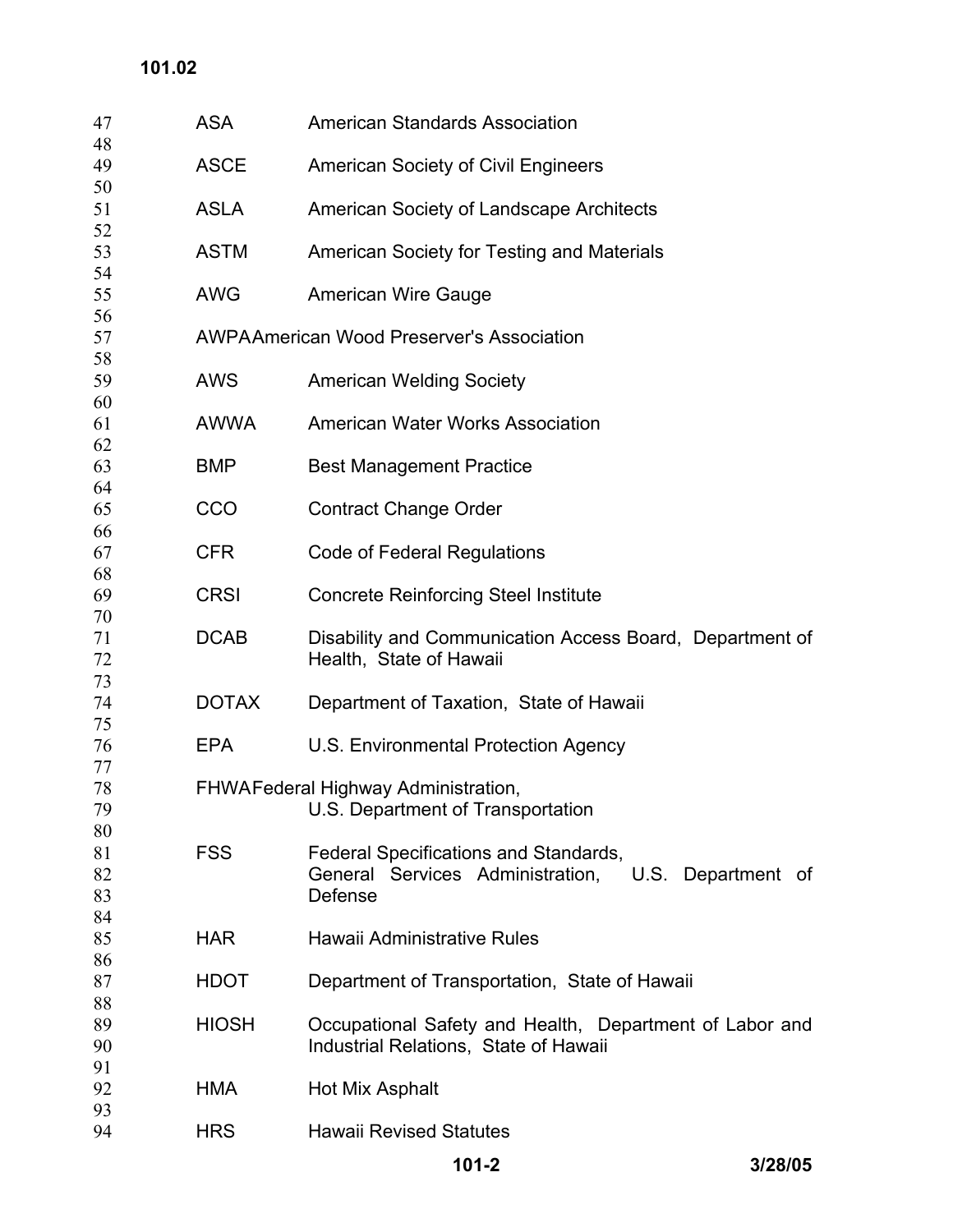| | |
|---|---|
| ASA | American Standards Association |
| ASCE | American Society of Civil Engineers |
| ASLA | American Society of Landscape Architects |
| ASTM | American Society for Testing and Materials |
| AWG | American Wire Gauge |
| AWPA | American Wood Preserver's Association |
| AWS | American Welding Society |
| AWWA | American Water Works Association |
| BMP | Best Management Practice |
| CCO | Contract Change Order |
| CFR | Code of Federal Regulations |
| CRSI | Concrete Reinforcing Steel Institute |
| DCAB | Disability and Communication Access Board, Department of Health, State of Hawaii |
| DOTAX | Department of Taxation, State of Hawaii |
| EPA | U.S. Environmental Protection Agency |
| FHWA | Federal Highway Administration, U.S. Department of Transportation |
| FSS | Federal Specifications and Standards, General Services Administration, U.S. Department of Defense |
| HAR | Hawaii Administrative Rules |
| HDOT | Department of Transportation, State of Hawaii |
| HIOSH | Occupational Safety and Health, Department of Labor and Industrial Relations, State of Hawaii |
| HMA | Hot Mix Asphalt |
| HRS | Hawaii Revised Statutes |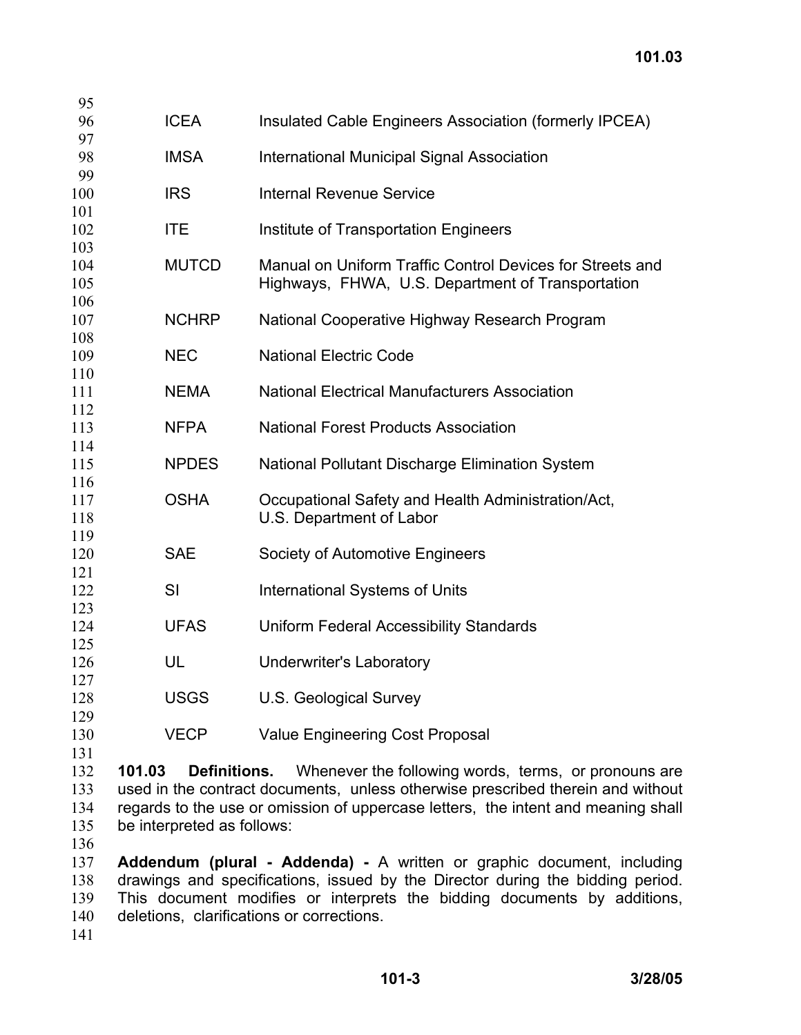| | |
|---|---|
| ICEA | Insulated Cable Engineers Association (formerly IPCEA) |
| IMSA | International Municipal Signal Association |
| IRS | Internal Revenue Service |
| ITE | Institute of Transportation Engineers |
| MUTCD | Manual on Uniform Traffic Control Devices for Streets and Highways, FHWA, U.S. Department of Transportation |
| NCHRP | National Cooperative Highway Research Program |
| NEC | National Electric Code |
| NEMA | National Electrical Manufacturers Association |
| NFPA | National Forest Products Association |
| NPDES | National Pollutant Discharge Elimination System |
| OSHA | Occupational Safety and Health Administration/Act, U.S. Department of Labor |
| SAE | Society of Automotive Engineers |
| SI | International Systems of Units |
| UFAS | Uniform Federal Accessibility Standards |
| UL | Underwriter's Laboratory |
| USGS | U.S. Geological Survey |
| VECP | Value Engineering Cost Proposal |

**101.03 Definitions.** Whenever the following words, terms, or pronouns are used in the contract documents, unless otherwise prescribed therein and without regards to the use or omission of uppercase letters, the intent and meaning shall be interpreted as follows:

**Addendum (plural - Addenda) -** A written or graphic document, including drawings and specifications, issued by the Director during the bidding period. This document modifies or interprets the bidding documents by additions, deletions, clarifications or corrections.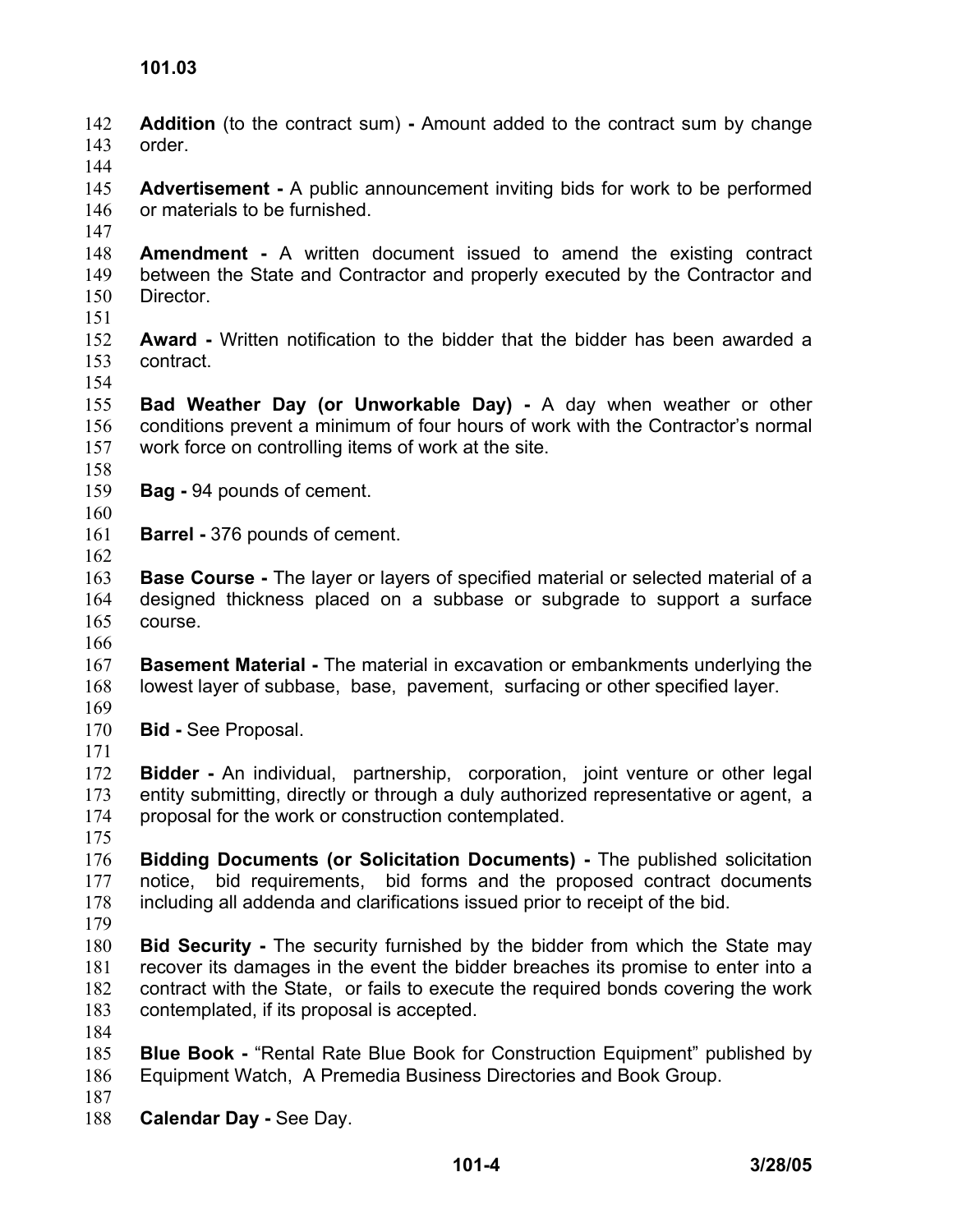**Addition** (to the contract sum) **-** Amount added to the contract sum by change order.

**Advertisement -** A public announcement inviting bids for work to be performed or materials to be furnished.

**Amendment -** A written document issued to amend the existing contract between the State and Contractor and properly executed by the Contractor and Director.

**Award -** Written notification to the bidder that the bidder has been awarded a contract.

**Bad Weather Day (or Unworkable Day) -** A day when weather or other conditions prevent a minimum of four hours of work with the Contractor's normal work force on controlling items of work at the site.

**Bag -** 94 pounds of cement.

**Barrel -** 376 pounds of cement.

**Base Course -** The layer or layers of specified material or selected material of a designed thickness placed on a subbase or subgrade to support a surface course.

**Basement Material -** The material in excavation or embankments underlying the lowest layer of subbase, base, pavement, surfacing or other specified layer.

**Bid -** See Proposal.

**Bidder -** An individual, partnership, corporation, joint venture or other legal entity submitting, directly or through a duly authorized representative or agent, a proposal for the work or construction contemplated.

**Bidding Documents (or Solicitation Documents) -** The published solicitation notice, bid requirements, bid forms and the proposed contract documents including all addenda and clarifications issued prior to receipt of the bid.

**Bid Security -** The security furnished by the bidder from which the State may recover its damages in the event the bidder breaches its promise to enter into a contract with the State, or fails to execute the required bonds covering the work contemplated, if its proposal is accepted.

**Blue Book -** "Rental Rate Blue Book for Construction Equipment" published by Equipment Watch, A Premedia Business Directories and Book Group.

**Calendar Day -** See Day.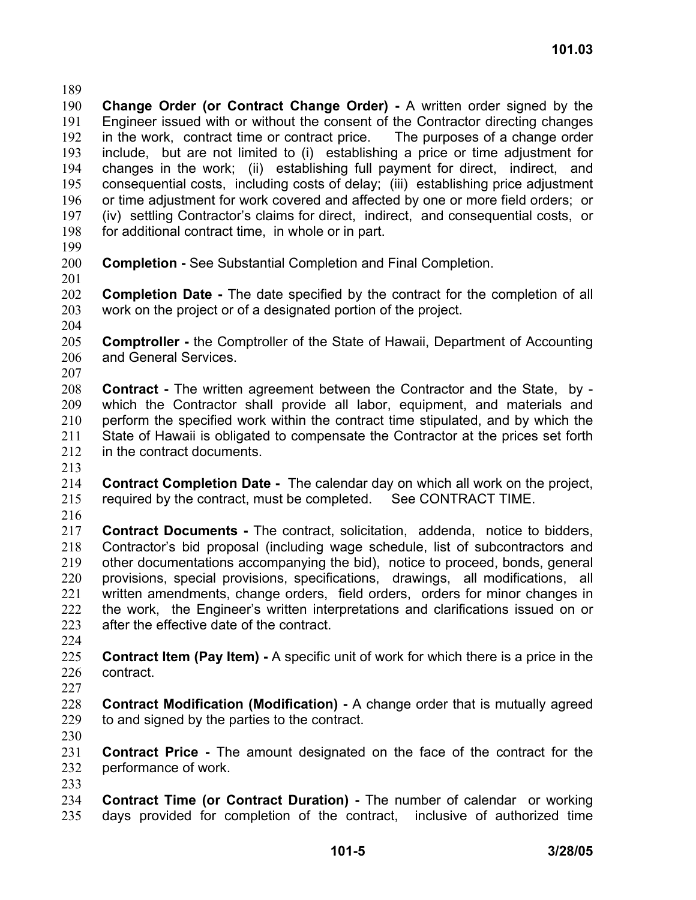**Change Order (or Contract Change Order) -** A written order signed by the Engineer issued with or without the consent of the Contractor directing changes in the work, contract time or contract price. The purposes of a change order include, but are not limited to (i) establishing a price or time adjustment for changes in the work; (ii) establishing full payment for direct, indirect, and consequential costs, including costs of delay; (iii) establishing price adjustment or time adjustment for work covered and affected by one or more field orders; or (iv) settling Contractor's claims for direct, indirect, and consequential costs, or for additional contract time, in whole or in part.

**Completion -** See Substantial Completion and Final Completion.

**Completion Date -** The date specified by the contract for the completion of all work on the project or of a designated portion of the project.

**Comptroller -** the Comptroller of the State of Hawaii, Department of Accounting and General Services.

**Contract -** The written agreement between the Contractor and the State, by - which the Contractor shall provide all labor, equipment, and materials and perform the specified work within the contract time stipulated, and by which the State of Hawaii is obligated to compensate the Contractor at the prices set forth in the contract documents.

**Contract Completion Date -** The calendar day on which all work on the project, required by the contract, must be completed. See CONTRACT TIME.

**Contract Documents -** The contract, solicitation, addenda, notice to bidders, Contractor's bid proposal (including wage schedule, list of subcontractors and other documentations accompanying the bid), notice to proceed, bonds, general provisions, special provisions, specifications, drawings, all modifications, all written amendments, change orders, field orders, orders for minor changes in the work, the Engineer's written interpretations and clarifications issued on or after the effective date of the contract.

**Contract Item (Pay Item) -** A specific unit of work for which there is a price in the contract.

**Contract Modification (Modification) -** A change order that is mutually agreed to and signed by the parties to the contract.

**Contract Price -** The amount designated on the face of the contract for the performance of work.

**Contract Time (or Contract Duration) -** The number of calendar or working days provided for completion of the contract, inclusive of authorized time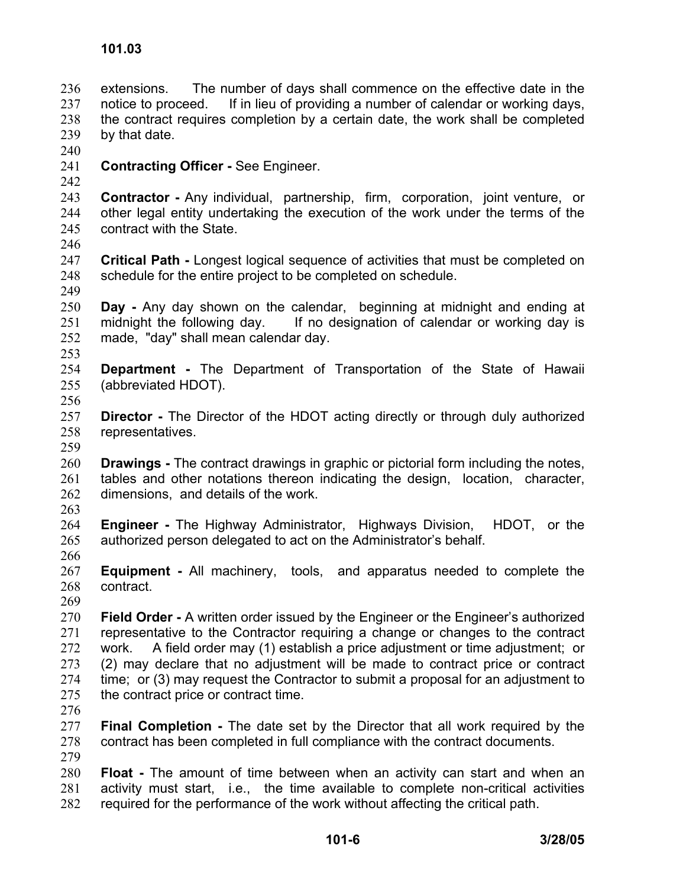extensions. The number of days shall commence on the effective date in the notice to proceed. If in lieu of providing a number of calendar or working days, the contract requires completion by a certain date, the work shall be completed by that date.

**Contracting Officer -** See Engineer.

**Contractor -** Any individual, partnership, firm, corporation, joint venture, or other legal entity undertaking the execution of the work under the terms of the contract with the State.

**Critical Path -** Longest logical sequence of activities that must be completed on schedule for the entire project to be completed on schedule.

**Day -** Any day shown on the calendar, beginning at midnight and ending at midnight the following day. If no designation of calendar or working day is made, "day" shall mean calendar day.

**Department -** The Department of Transportation of the State of Hawaii (abbreviated HDOT).

**Director -** The Director of the HDOT acting directly or through duly authorized representatives.

**Drawings -** The contract drawings in graphic or pictorial form including the notes, tables and other notations thereon indicating the design, location, character, dimensions, and details of the work.

**Engineer -** The Highway Administrator, Highways Division, HDOT, or the authorized person delegated to act on the Administrator's behalf.

**Equipment -** All machinery, tools, and apparatus needed to complete the contract.

**Field Order -** A written order issued by the Engineer or the Engineer's authorized representative to the Contractor requiring a change or changes to the contract work. A field order may (1) establish a price adjustment or time adjustment; or (2) may declare that no adjustment will be made to contract price or contract time; or (3) may request the Contractor to submit a proposal for an adjustment to the contract price or contract time.

**Final Completion -** The date set by the Director that all work required by the contract has been completed in full compliance with the contract documents.

**Float -** The amount of time between when an activity can start and when an activity must start, i.e., the time available to complete non-critical activities required for the performance of the work without affecting the critical path.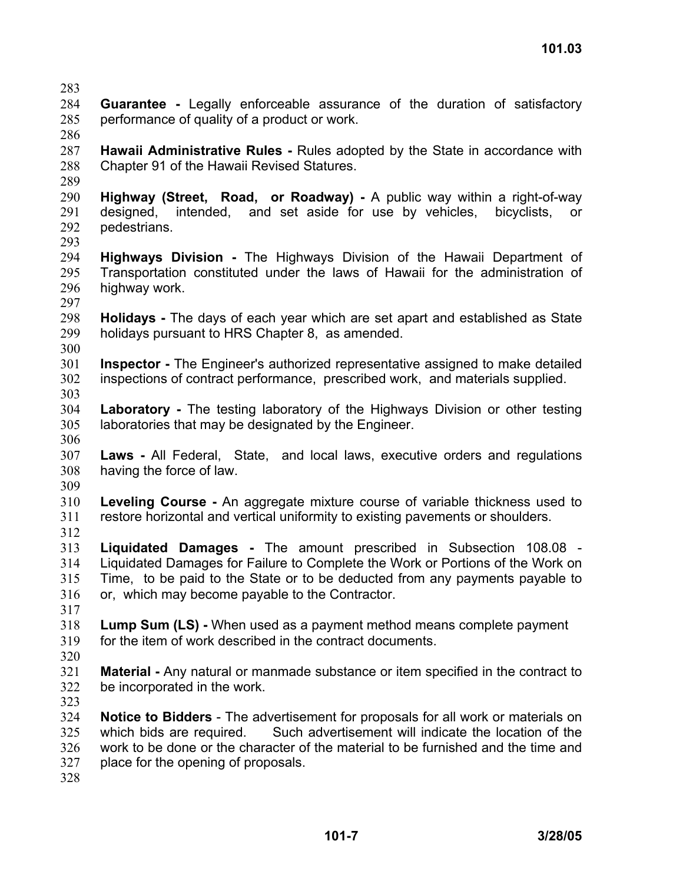**Guarantee -** Legally enforceable assurance of the duration of satisfactory performance of quality of a product or work.

**Hawaii Administrative Rules -** Rules adopted by the State in accordance with Chapter 91 of the Hawaii Revised Statures.

**Highway (Street, Road, or Roadway) -** A public way within a right-of-way designed, intended, and set aside for use by vehicles, bicyclists, or pedestrians.

**Highways Division -** The Highways Division of the Hawaii Department of Transportation constituted under the laws of Hawaii for the administration of highway work.

**Holidays -** The days of each year which are set apart and established as State holidays pursuant to HRS Chapter 8, as amended.

**Inspector -** The Engineer's authorized representative assigned to make detailed inspections of contract performance, prescribed work, and materials supplied.

**Laboratory -** The testing laboratory of the Highways Division or other testing laboratories that may be designated by the Engineer.

**Laws -** All Federal, State, and local laws, executive orders and regulations having the force of law.

**Leveling Course -** An aggregate mixture course of variable thickness used to restore horizontal and vertical uniformity to existing pavements or shoulders.

**Liquidated Damages -** The amount prescribed in Subsection 108.08 - Liquidated Damages for Failure to Complete the Work or Portions of the Work on Time, to be paid to the State or to be deducted from any payments payable to or, which may become payable to the Contractor.

**Lump Sum (LS) -** When used as a payment method means complete payment for the item of work described in the contract documents.

**Material -** Any natural or manmade substance or item specified in the contract to be incorporated in the work.

**Notice to Bidders** - The advertisement for proposals for all work or materials on which bids are required. Such advertisement will indicate the location of the work to be done or the character of the material to be furnished and the time and place for the opening of proposals.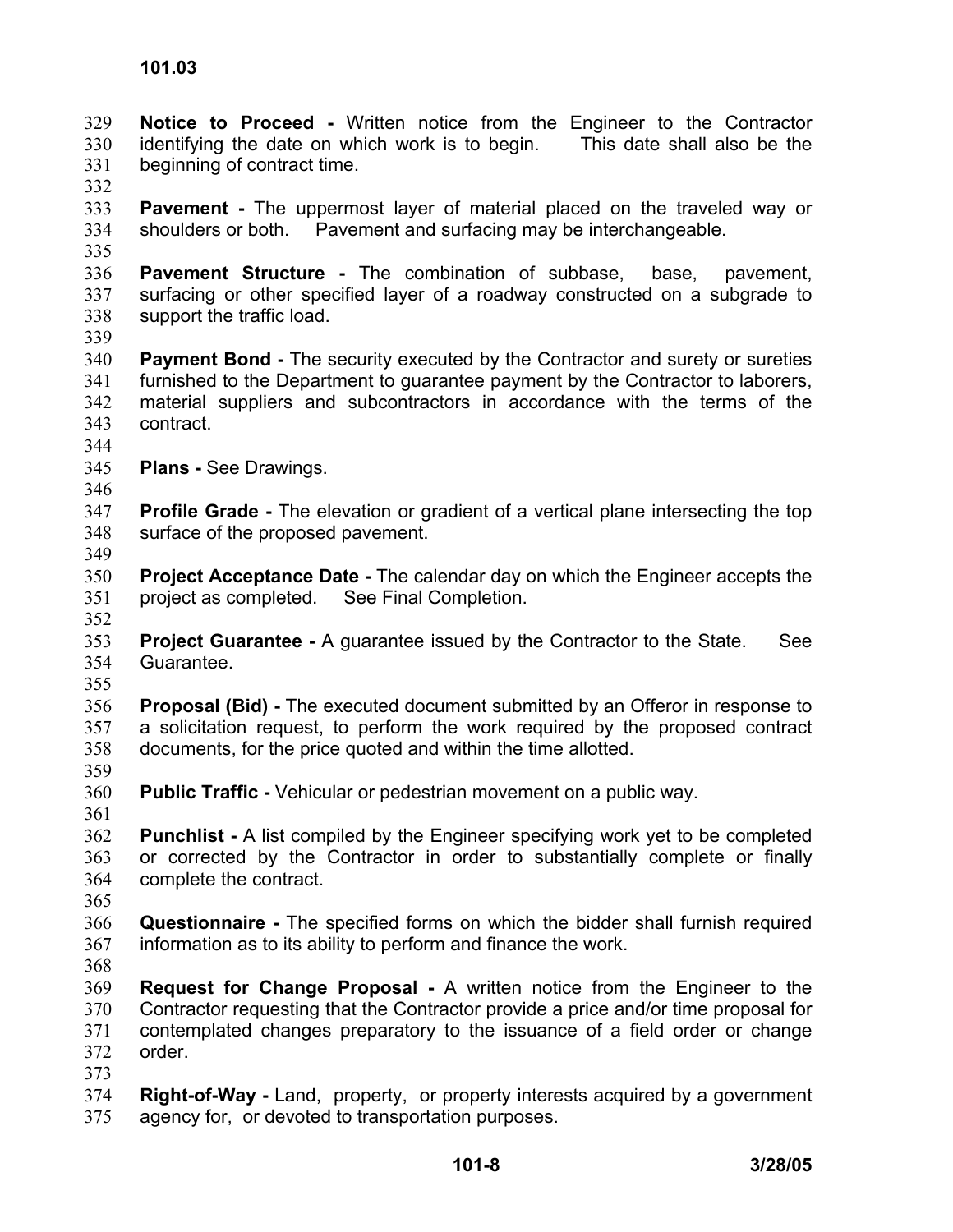**Notice to Proceed -** Written notice from the Engineer to the Contractor identifying the date on which work is to begin. This date shall also be the beginning of contract time.

**Pavement -** The uppermost layer of material placed on the traveled way or shoulders or both. Pavement and surfacing may be interchangeable.

**Pavement Structure -** The combination of subbase, base, pavement, surfacing or other specified layer of a roadway constructed on a subgrade to support the traffic load.

**Payment Bond -** The security executed by the Contractor and surety or sureties furnished to the Department to guarantee payment by the Contractor to laborers, material suppliers and subcontractors in accordance with the terms of the contract.

**Plans -** See Drawings.

**Profile Grade -** The elevation or gradient of a vertical plane intersecting the top surface of the proposed pavement.

**Project Acceptance Date -** The calendar day on which the Engineer accepts the project as completed. See Final Completion.

**Project Guarantee -** A guarantee issued by the Contractor to the State. See Guarantee.

**Proposal (Bid) -** The executed document submitted by an Offeror in response to a solicitation request, to perform the work required by the proposed contract documents, for the price quoted and within the time allotted.

**Public Traffic -** Vehicular or pedestrian movement on a public way.

**Punchlist -** A list compiled by the Engineer specifying work yet to be completed or corrected by the Contractor in order to substantially complete or finally complete the contract.

**Questionnaire -** The specified forms on which the bidder shall furnish required information as to its ability to perform and finance the work.

**Request for Change Proposal -** A written notice from the Engineer to the Contractor requesting that the Contractor provide a price and/or time proposal for contemplated changes preparatory to the issuance of a field order or change order.

**Right-of-Way -** Land, property, or property interests acquired by a government agency for, or devoted to transportation purposes.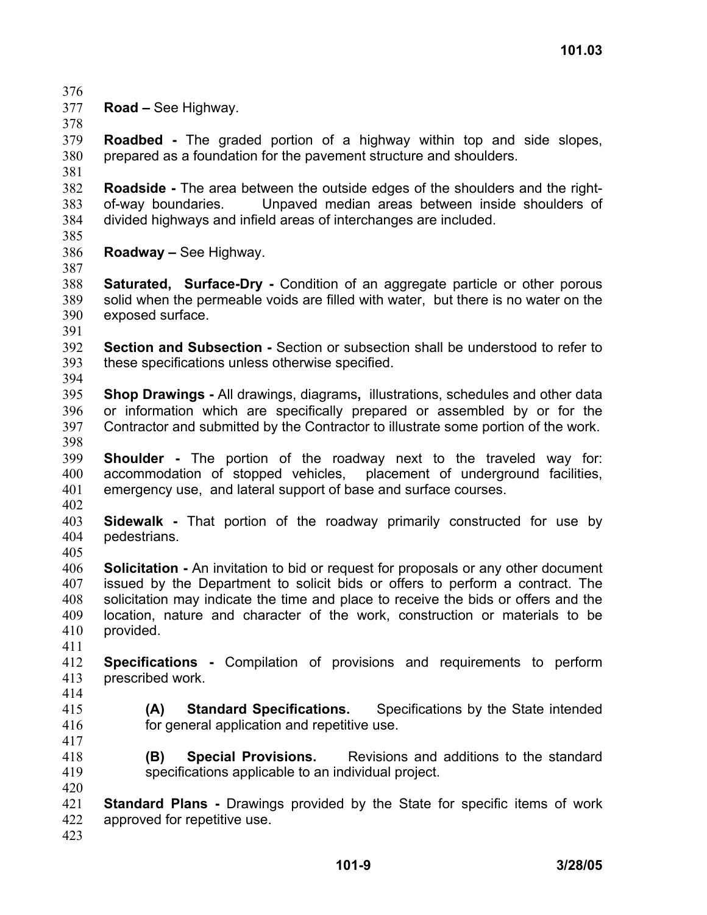**Road –** See Highway.

**Roadbed -** The graded portion of a highway within top and side slopes, prepared as a foundation for the pavement structure and shoulders.

**Roadside -** The area between the outside edges of the shoulders and the right-of-way boundaries. Unpaved median areas between inside shoulders of divided highways and infield areas of interchanges are included.

**Roadway –** See Highway.

**Saturated, Surface-Dry -** Condition of an aggregate particle or other porous solid when the permeable voids are filled with water, but there is no water on the exposed surface.

**Section and Subsection -** Section or subsection shall be understood to refer to these specifications unless otherwise specified.

**Shop Drawings -** All drawings, diagrams, illustrations, schedules and other data or information which are specifically prepared or assembled by or for the Contractor and submitted by the Contractor to illustrate some portion of the work.

**Shoulder -** The portion of the roadway next to the traveled way for: accommodation of stopped vehicles, placement of underground facilities, emergency use, and lateral support of base and surface courses.

**Sidewalk -** That portion of the roadway primarily constructed for use by pedestrians.

**Solicitation -** An invitation to bid or request for proposals or any other document issued by the Department to solicit bids or offers to perform a contract. The solicitation may indicate the time and place to receive the bids or offers and the location, nature and character of the work, construction or materials to be provided.

**Specifications -** Compilation of provisions and requirements to perform prescribed work.

> **(A) Standard Specifications.** Specifications by the State intended for general application and repetitive use.
>
> **(B) Special Provisions.** Revisions and additions to the standard specifications applicable to an individual project.

**Standard Plans -** Drawings provided by the State for specific items of work approved for repetitive use.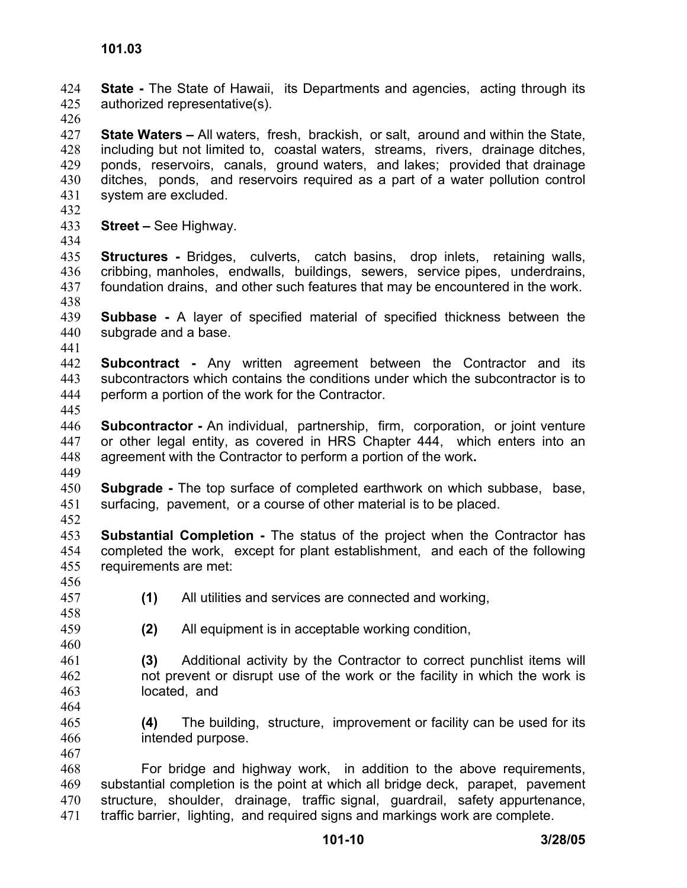**State -** The State of Hawaii, its Departments and agencies, acting through its authorized representative(s).

**State Waters –** All waters, fresh, brackish, or salt, around and within the State, including but not limited to, coastal waters, streams, rivers, drainage ditches, ponds, reservoirs, canals, ground waters, and lakes; provided that drainage ditches, ponds, and reservoirs required as a part of a water pollution control system are excluded.

**Street –** See Highway.

**Structures -** Bridges, culverts, catch basins, drop inlets, retaining walls, cribbing, manholes, endwalls, buildings, sewers, service pipes, underdrains, foundation drains, and other such features that may be encountered in the work.

**Subbase -** A layer of specified material of specified thickness between the subgrade and a base.

**Subcontract -** Any written agreement between the Contractor and its subcontractors which contains the conditions under which the subcontractor is to perform a portion of the work for the Contractor.

**Subcontractor -** An individual, partnership, firm, corporation, or joint venture or other legal entity, as covered in HRS Chapter 444, which enters into an agreement with the Contractor to perform a portion of the work**.**

**Subgrade -** The top surface of completed earthwork on which subbase, base, surfacing, pavement, or a course of other material is to be placed.

**Substantial Completion -** The status of the project when the Contractor has completed the work, except for plant establishment, and each of the following requirements are met:

> **(1)** All utilities and services are connected and working,
>
> **(2)** All equipment is in acceptable working condition,
>
> **(3)** Additional activity by the Contractor to correct punchlist items will not prevent or disrupt use of the work or the facility in which the work is located, and
>
> **(4)** The building, structure, improvement or facility can be used for its intended purpose.

For bridge and highway work, in addition to the above requirements, substantial completion is the point at which all bridge deck, parapet, pavement structure, shoulder, drainage, traffic signal, guardrail, safety appurtenance, traffic barrier, lighting, and required signs and markings work are complete.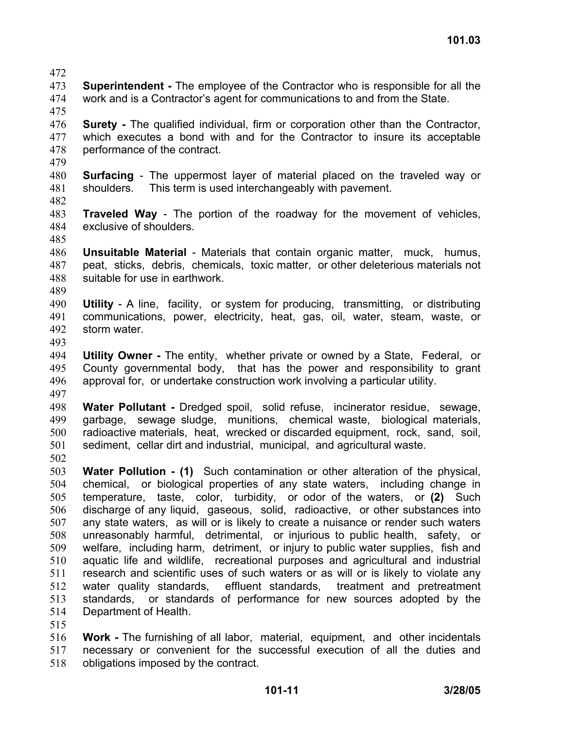**Superintendent -** The employee of the Contractor who is responsible for all the work and is a Contractor's agent for communications to and from the State.

**Surety -** The qualified individual, firm or corporation other than the Contractor, which executes a bond with and for the Contractor to insure its acceptable performance of the contract.

**Surfacing** - The uppermost layer of material placed on the traveled way or shoulders. This term is used interchangeably with pavement.

**Traveled Way** - The portion of the roadway for the movement of vehicles, exclusive of shoulders.

**Unsuitable Material** - Materials that contain organic matter, muck, humus, peat, sticks, debris, chemicals, toxic matter, or other deleterious materials not suitable for use in earthwork.

**Utility** - A line, facility, or system for producing, transmitting, or distributing communications, power, electricity, heat, gas, oil, water, steam, waste, or storm water.

**Utility Owner -** The entity, whether private or owned by a State, Federal, or County governmental body, that has the power and responsibility to grant approval for, or undertake construction work involving a particular utility.

**Water Pollutant -** Dredged spoil, solid refuse, incinerator residue, sewage, garbage, sewage sludge, munitions, chemical waste, biological materials, radioactive materials, heat, wrecked or discarded equipment, rock, sand, soil, sediment, cellar dirt and industrial, municipal, and agricultural waste.

**Water Pollution - (1)** Such contamination or other alteration of the physical, chemical, or biological properties of any state waters, including change in temperature, taste, color, turbidity, or odor of the waters, or **(2)** Such discharge of any liquid, gaseous, solid, radioactive, or other substances into any state waters, as will or is likely to create a nuisance or render such waters unreasonably harmful, detrimental, or injurious to public health, safety, or welfare, including harm, detriment, or injury to public water supplies, fish and aquatic life and wildlife, recreational purposes and agricultural and industrial research and scientific uses of such waters or as will or is likely to violate any water quality standards, effluent standards, treatment and pretreatment standards, or standards of performance for new sources adopted by the Department of Health.

**Work -** The furnishing of all labor, material, equipment, and other incidentals necessary or convenient for the successful execution of all the duties and obligations imposed by the contract.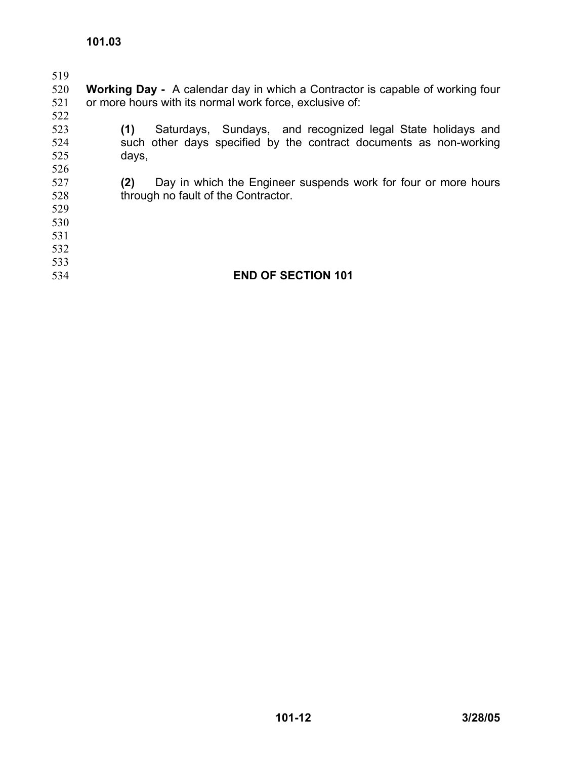**Working Day -** A calendar day in which a Contractor is capable of working four or more hours with its normal work force, exclusive of:

**(1)** Saturdays, Sundays, and recognized legal State holidays and such other days specified by the contract documents as non-working days,

**(2)** Day in which the Engineer suspends work for four or more hours through no fault of the Contractor.

**END OF SECTION 101**